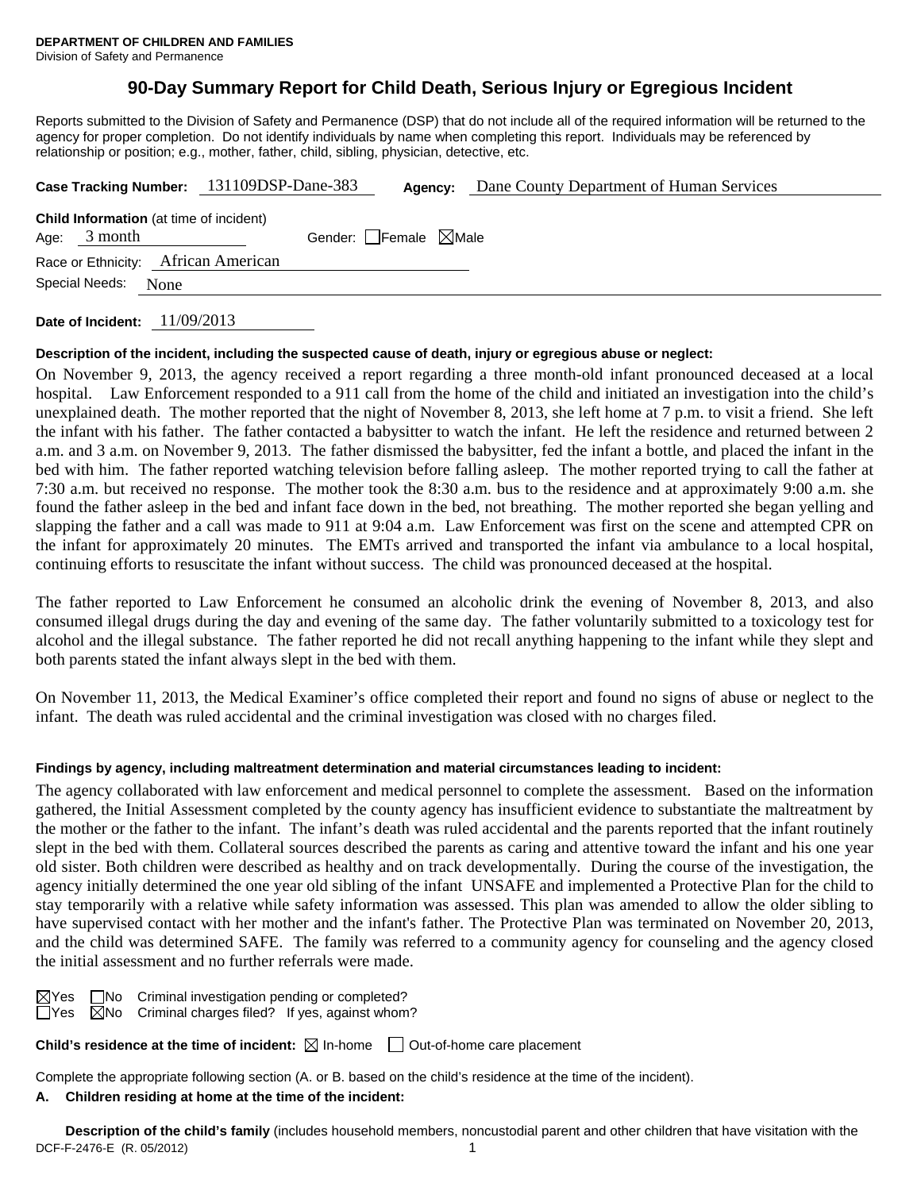**DEPARTMENT OF CHILDREN AND FAMILIES**
Division of Safety and Permanence

# 90-Day Summary Report for Child Death, Serious Injury or Egregious Incident

Reports submitted to the Division of Safety and Permanence (DSP) that do not include all of the required information will be returned to the agency for proper completion. Do not identify individuals by name when completing this report. Individuals may be referenced by relationship or position; e.g., mother, father, child, sibling, physician, detective, etc.

**Case Tracking Number:** 131109DSP-Dane-383 **Agency:** Dane County Department of Human Services

**Child Information** (at time of incident)

Age: 3 month Gender: ☐ Female ☒ Male

Race or Ethnicity: African American

Special Needs: None

**Date of Incident:** 11/09/2013

**Description of the incident, including the suspected cause of death, injury or egregious abuse or neglect:**

On November 9, 2013, the agency received a report regarding a three month-old infant pronounced deceased at a local hospital. Law Enforcement responded to a 911 call from the home of the child and initiated an investigation into the child's unexplained death. The mother reported that the night of November 8, 2013, she left home at 7 p.m. to visit a friend. She left the infant with his father. The father contacted a babysitter to watch the infant. He left the residence and returned between 2 a.m. and 3 a.m. on November 9, 2013. The father dismissed the babysitter, fed the infant a bottle, and placed the infant in the bed with him. The father reported watching television before falling asleep. The mother reported trying to call the father at 7:30 a.m. but received no response. The mother took the 8:30 a.m. bus to the residence and at approximately 9:00 a.m. she found the father asleep in the bed and infant face down in the bed, not breathing. The mother reported she began yelling and slapping the father and a call was made to 911 at 9:04 a.m. Law Enforcement was first on the scene and attempted CPR on the infant for approximately 20 minutes. The EMTs arrived and transported the infant via ambulance to a local hospital, continuing efforts to resuscitate the infant without success. The child was pronounced deceased at the hospital.

The father reported to Law Enforcement he consumed an alcoholic drink the evening of November 8, 2013, and also consumed illegal drugs during the day and evening of the same day. The father voluntarily submitted to a toxicology test for alcohol and the illegal substance. The father reported he did not recall anything happening to the infant while they slept and both parents stated the infant always slept in the bed with them.

On November 11, 2013, the Medical Examiner's office completed their report and found no signs of abuse or neglect to the infant. The death was ruled accidental and the criminal investigation was closed with no charges filed.

**Findings by agency, including maltreatment determination and material circumstances leading to incident:**

The agency collaborated with law enforcement and medical personnel to complete the assessment. Based on the information gathered, the Initial Assessment completed by the county agency has insufficient evidence to substantiate the maltreatment by the mother or the father to the infant. The infant's death was ruled accidental and the parents reported that the infant routinely slept in the bed with them. Collateral sources described the parents as caring and attentive toward the infant and his one year old sister. Both children were described as healthy and on track developmentally. During the course of the investigation, the agency initially determined the one year old sibling of the infant UNSAFE and implemented a Protective Plan for the child to stay temporarily with a relative while safety information was assessed. This plan was amended to allow the older sibling to have supervised contact with her mother and the infant's father. The Protective Plan was terminated on November 20, 2013, and the child was determined SAFE. The family was referred to a community agency for counseling and the agency closed the initial assessment and no further referrals were made.

☒ Yes ☐ No Criminal investigation pending or completed?
☐ Yes ☒ No Criminal charges filed? If yes, against whom?

**Child's residence at the time of incident:** ☒ In-home ☐ Out-of-home care placement

Complete the appropriate following section (A. or B. based on the child's residence at the time of the incident).

**A. Children residing at home at the time of the incident:**

**Description of the child's family** (includes household members, noncustodial parent and other children that have visitation with the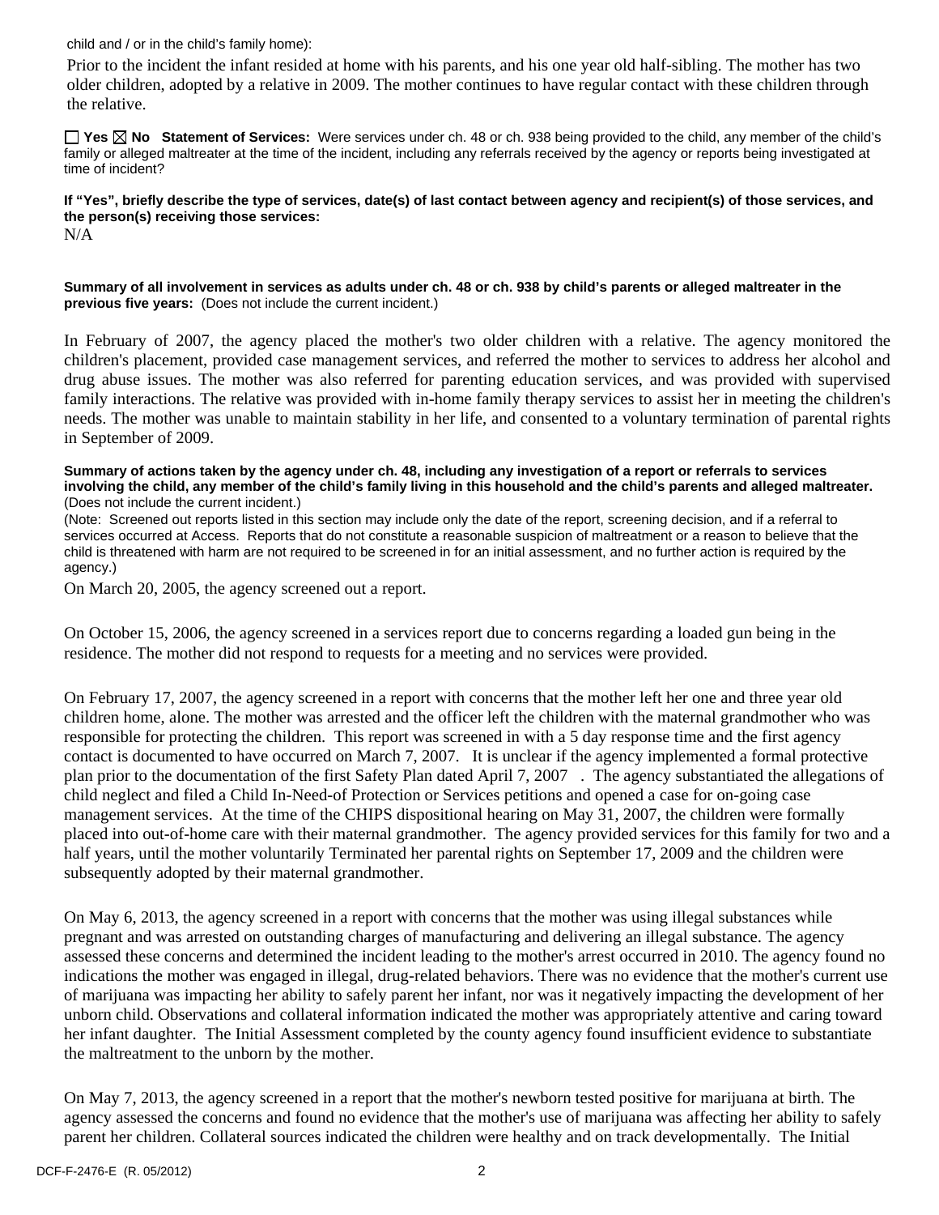child and / or in the child's family home):

Prior to the incident the infant resided at home with his parents, and his one year old half-sibling. The mother has two older children, adopted by a relative in 2009. The mother continues to have regular contact with these children through the relative.

☐ **Yes** ☒ **No** **Statement of Services:** Were services under ch. 48 or ch. 938 being provided to the child, any member of the child's family or alleged maltreater at the time of the incident, including any referrals received by the agency or reports being investigated at time of incident?

**If "Yes", briefly describe the type of services, date(s) of last contact between agency and recipient(s) of those services, and the person(s) receiving those services:**

N/A

**Summary of all involvement in services as adults under ch. 48 or ch. 938 by child's parents or alleged maltreater in the previous five years:** (Does not include the current incident.)

In February of 2007, the agency placed the mother's two older children with a relative. The agency monitored the children's placement, provided case management services, and referred the mother to services to address her alcohol and drug abuse issues. The mother was also referred for parenting education services, and was provided with supervised family interactions. The relative was provided with in-home family therapy services to assist her in meeting the children's needs. The mother was unable to maintain stability in her life, and consented to a voluntary termination of parental rights in September of 2009.

**Summary of actions taken by the agency under ch. 48, including any investigation of a report or referrals to services involving the child, any member of the child's family living in this household and the child's parents and alleged maltreater.** (Does not include the current incident.)

(Note: Screened out reports listed in this section may include only the date of the report, screening decision, and if a referral to services occurred at Access. Reports that do not constitute a reasonable suspicion of maltreatment or a reason to believe that the child is threatened with harm are not required to be screened in for an initial assessment, and no further action is required by the agency.)

On March 20, 2005, the agency screened out a report.

On October 15, 2006, the agency screened in a services report due to concerns regarding a loaded gun being in the residence. The mother did not respond to requests for a meeting and no services were provided.

On February 17, 2007, the agency screened in a report with concerns that the mother left her one and three year old children home, alone. The mother was arrested and the officer left the children with the maternal grandmother who was responsible for protecting the children. This report was screened in with a 5 day response time and the first agency contact is documented to have occurred on March 7, 2007. It is unclear if the agency implemented a formal protective plan prior to the documentation of the first Safety Plan dated April 7, 2007 . The agency substantiated the allegations of child neglect and filed a Child In-Need-of Protection or Services petitions and opened a case for on-going case management services. At the time of the CHIPS dispositional hearing on May 31, 2007, the children were formally placed into out-of-home care with their maternal grandmother. The agency provided services for this family for two and a half years, until the mother voluntarily Terminated her parental rights on September 17, 2009 and the children were subsequently adopted by their maternal grandmother.

On May 6, 2013, the agency screened in a report with concerns that the mother was using illegal substances while pregnant and was arrested on outstanding charges of manufacturing and delivering an illegal substance. The agency assessed these concerns and determined the incident leading to the mother's arrest occurred in 2010. The agency found no indications the mother was engaged in illegal, drug-related behaviors. There was no evidence that the mother's current use of marijuana was impacting her ability to safely parent her infant, nor was it negatively impacting the development of her unborn child. Observations and collateral information indicated the mother was appropriately attentive and caring toward her infant daughter. The Initial Assessment completed by the county agency found insufficient evidence to substantiate the maltreatment to the unborn by the mother.

On May 7, 2013, the agency screened in a report that the mother's newborn tested positive for marijuana at birth. The agency assessed the concerns and found no evidence that the mother's use of marijuana was affecting her ability to safely parent her children. Collateral sources indicated the children were healthy and on track developmentally. The Initial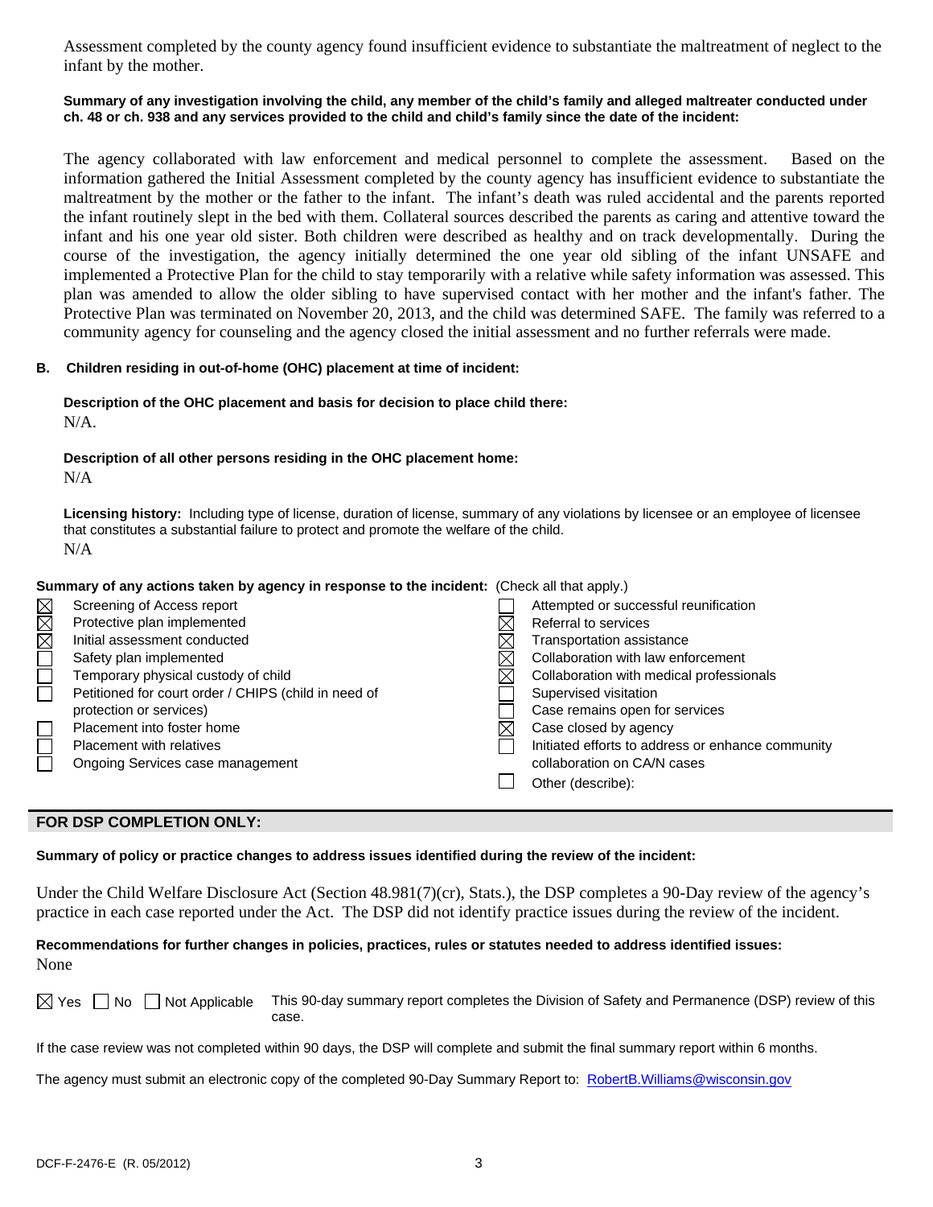Assessment completed by the county agency found insufficient evidence to substantiate the maltreatment of neglect to the infant by the mother.

**Summary of any investigation involving the child, any member of the child's family and alleged maltreater conducted under ch. 48 or ch. 938 and any services provided to the child and child's family since the date of the incident:**

The agency collaborated with law enforcement and medical personnel to complete the assessment. Based on the information gathered the Initial Assessment completed by the county agency has insufficient evidence to substantiate the maltreatment by the mother or the father to the infant. The infant's death was ruled accidental and the parents reported the infant routinely slept in the bed with them. Collateral sources described the parents as caring and attentive toward the infant and his one year old sister. Both children were described as healthy and on track developmentally. During the course of the investigation, the agency initially determined the one year old sibling of the infant UNSAFE and implemented a Protective Plan for the child to stay temporarily with a relative while safety information was assessed. This plan was amended to allow the older sibling to have supervised contact with her mother and the infant's father. The Protective Plan was terminated on November 20, 2013, and the child was determined SAFE. The family was referred to a community agency for counseling and the agency closed the initial assessment and no further referrals were made.

**B. Children residing in out-of-home (OHC) placement at time of incident:**

**Description of the OHC placement and basis for decision to place child there:**
N/A.

**Description of all other persons residing in the OHC placement home:**
N/A

**Licensing history:** Including type of license, duration of license, summary of any violations by licensee or an employee of licensee that constitutes a substantial failure to protect and promote the welfare of the child.
N/A

**Summary of any actions taken by agency in response to the incident:** (Check all that apply.)

- ☒ Screening of Access report
- ☒ Protective plan implemented
- ☒ Initial assessment conducted
- ☐ Safety plan implemented
- ☐ Temporary physical custody of child
- ☐ Petitioned for court order / CHIPS (child in need of protection or services)
- ☐ Placement into foster home
- ☐ Placement with relatives
- ☐ Ongoing Services case management
- ☐ Attempted or successful reunification
- ☒ Referral to services
- ☒ Transportation assistance
- ☒ Collaboration with law enforcement
- ☒ Collaboration with medical professionals
- ☐ Supervised visitation
- ☐ Case remains open for services
- ☒ Case closed by agency
- ☐ Initiated efforts to address or enhance community collaboration on CA/N cases
- ☐ Other (describe):

## FOR DSP COMPLETION ONLY:

**Summary of policy or practice changes to address issues identified during the review of the incident:**

Under the Child Welfare Disclosure Act (Section 48.981(7)(cr), Stats.), the DSP completes a 90-Day review of the agency's practice in each case reported under the Act. The DSP did not identify practice issues during the review of the incident.

**Recommendations for further changes in policies, practices, rules or statutes needed to address identified issues:**
None

☒ Yes ☐ No ☐ Not Applicable This 90-day summary report completes the Division of Safety and Permanence (DSP) review of this case.

If the case review was not completed within 90 days, the DSP will complete and submit the final summary report within 6 months.

The agency must submit an electronic copy of the completed 90-Day Summary Report to: RobertB.Williams@wisconsin.gov

DCF-F-2476-E (R. 05/2012)